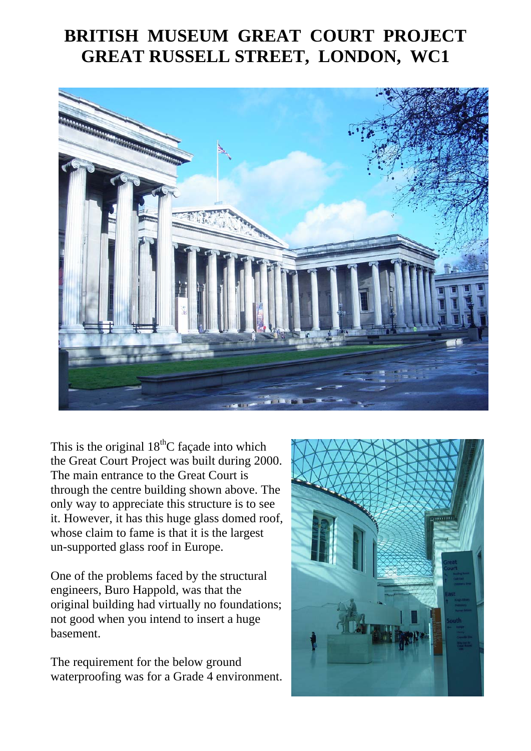# BRITISH MUSEUM GREAT COURT PROJECT
# GREAT RUSSELL STREET, LONDON, WC1

This is the original 18thC façade into which the Great Court Project was built during 2000. The main entrance to the Great Court is through the centre building shown above. The only way to appreciate this structure is to see it. However, it has this huge glass domed roof, whose claim to fame is that it is the largest un-supported glass roof in Europe.

One of the problems faced by the structural engineers, Buro Happold, was that the original building had virtually no foundations; not good when you intend to insert a huge basement.

The requirement for the below ground waterproofing was for a Grade 4 environment.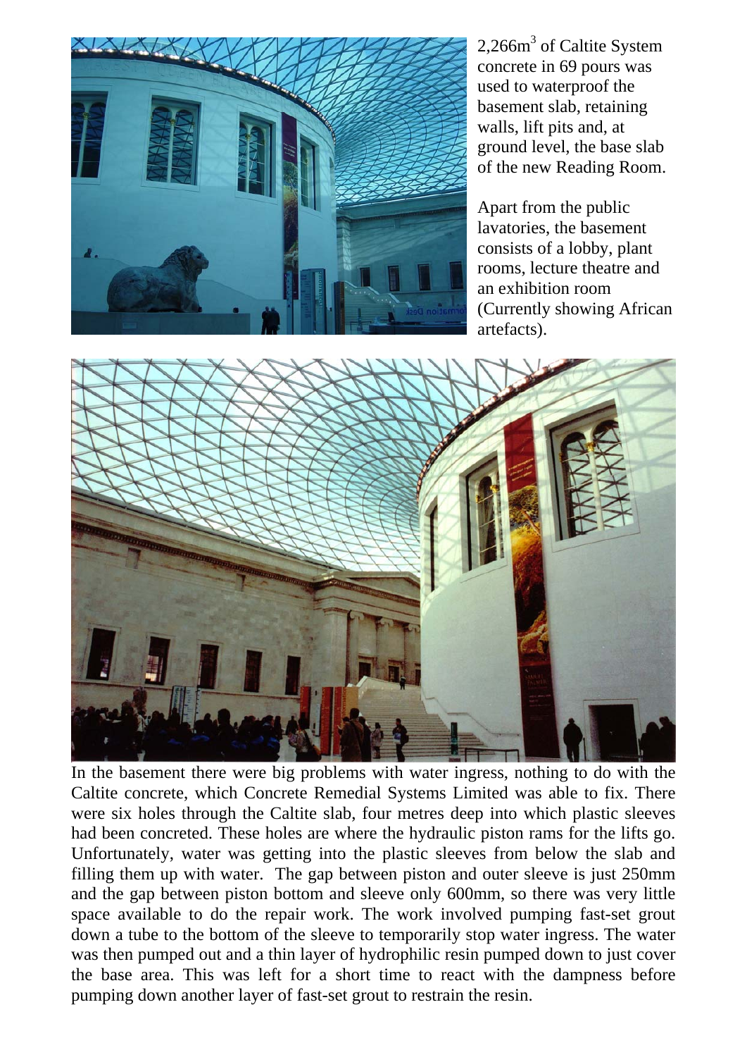2,266m$^3$ of Caltite System concrete in 69 pours was used to waterproof the basement slab, retaining walls, lift pits and, at ground level, the base slab of the new Reading Room.

Apart from the public lavatories, the basement consists of a lobby, plant rooms, lecture theatre and an exhibition room (Currently showing African artefacts).

In the basement there were big problems with water ingress, nothing to do with the Caltite concrete, which Concrete Remedial Systems Limited was able to fix. There were six holes through the Caltite slab, four metres deep into which plastic sleeves had been concreted. These holes are where the hydraulic piston rams for the lifts go. Unfortunately, water was getting into the plastic sleeves from below the slab and filling them up with water. The gap between piston and outer sleeve is just 250mm and the gap between piston bottom and sleeve only 600mm, so there was very little space available to do the repair work. The work involved pumping fast-set grout down a tube to the bottom of the sleeve to temporarily stop water ingress. The water was then pumped out and a thin layer of hydrophilic resin pumped down to just cover the base area. This was left for a short time to react with the dampness before pumping down another layer of fast-set grout to restrain the resin.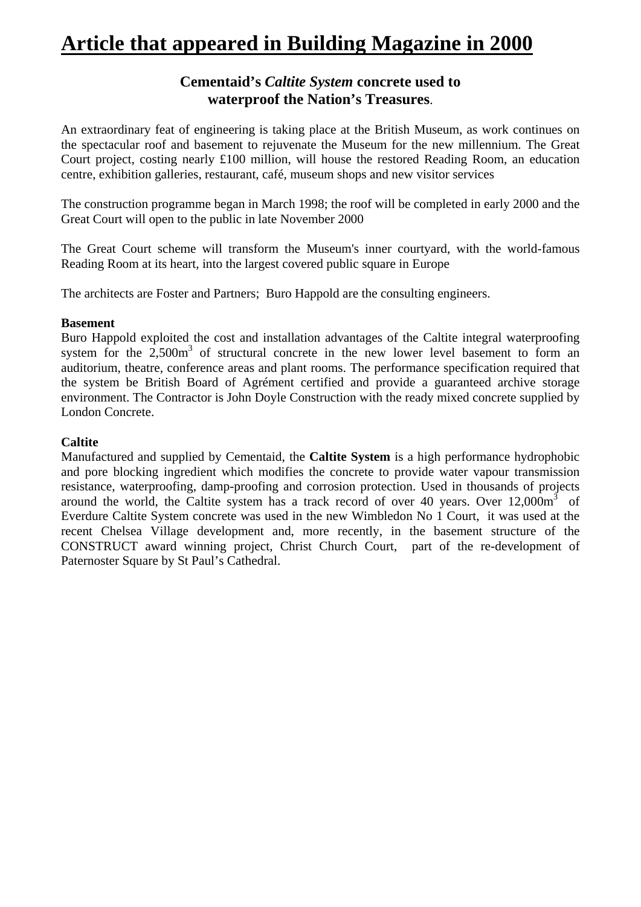# Article that appeared in Building Magazine in 2000

### Cementaid's *Caltite System* concrete used to waterproof the Nation's Treasures.

An extraordinary feat of engineering is taking place at the British Museum, as work continues on the spectacular roof and basement to rejuvenate the Museum for the new millennium. The Great Court project, costing nearly £100 million, will house the restored Reading Room, an education centre, exhibition galleries, restaurant, café, museum shops and new visitor services

The construction programme began in March 1998; the roof will be completed in early 2000 and the Great Court will open to the public in late November 2000

The Great Court scheme will transform the Museum's inner courtyard, with the world-famous Reading Room at its heart, into the largest covered public square in Europe

The architects are Foster and Partners; Buro Happold are the consulting engineers.

**Basement**
Buro Happold exploited the cost and installation advantages of the Caltite integral waterproofing system for the 2,500m$^3$ of structural concrete in the new lower level basement to form an auditorium, theatre, conference areas and plant rooms. The performance specification required that the system be British Board of Agrément certified and provide a guaranteed archive storage environment. The Contractor is John Doyle Construction with the ready mixed concrete supplied by London Concrete.

**Caltite**
Manufactured and supplied by Cementaid, the **Caltite System** is a high performance hydrophobic and pore blocking ingredient which modifies the concrete to provide water vapour transmission resistance, waterproofing, damp-proofing and corrosion protection. Used in thousands of projects around the world, the Caltite system has a track record of over 40 years. Over 12,000m$^3$ of Everdure Caltite System concrete was used in the new Wimbledon No 1 Court, it was used at the recent Chelsea Village development and, more recently, in the basement structure of the CONSTRUCT award winning project, Christ Church Court, part of the re-development of Paternoster Square by St Paul's Cathedral.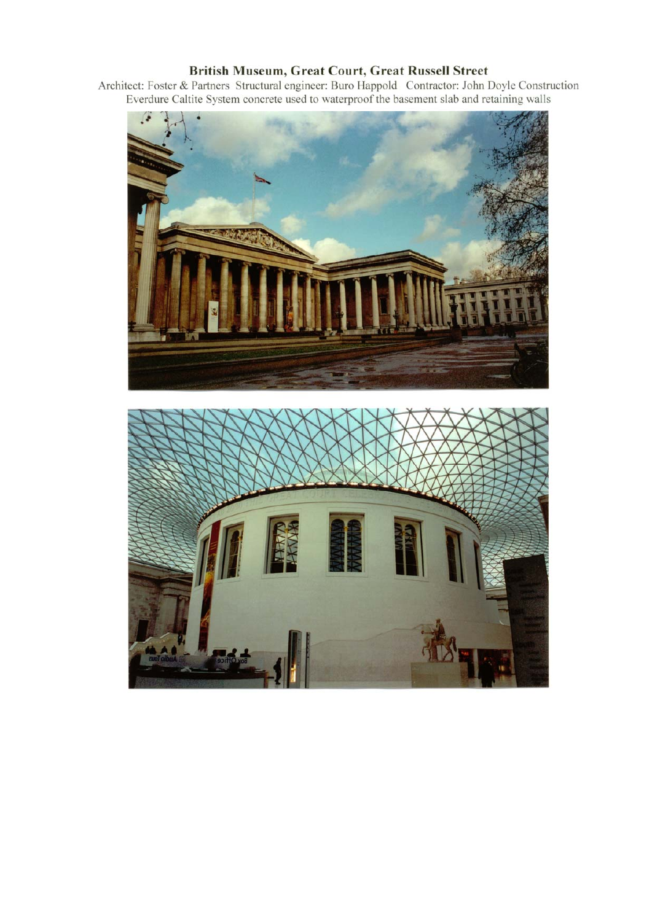**British Museum, Great Court, Great Russell Street**

Architect: Foster & Partners Structural engineer: Buro Happold Contractor: John Doyle Construction

Everdure Caltite System concrete used to waterproof the basement slab and retaining walls